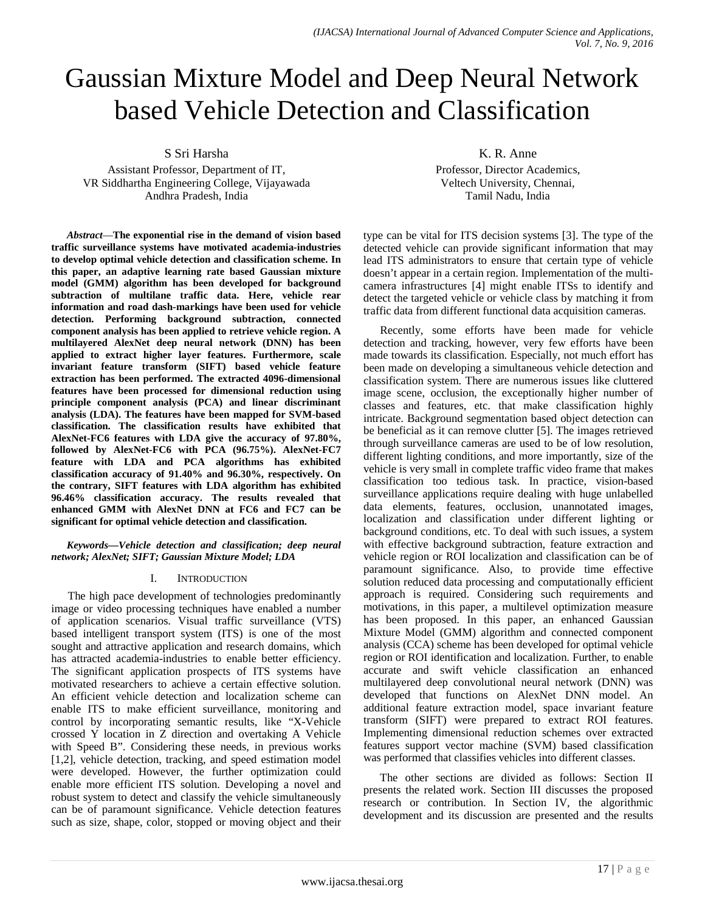# Gaussian Mixture Model and Deep Neural Network based Vehicle Detection and Classification

S Sri Harsha
Assistant Professor, Department of IT,
VR Siddhartha Engineering College, Vijayawada
Andhra Pradesh, India

K. R. Anne
Professor, Director Academics,
Veltech University, Chennai,
Tamil Nadu, India

***Abstract*—The exponential rise in the demand of vision based traffic surveillance systems have motivated academia-industries to develop optimal vehicle detection and classification scheme. In this paper, an adaptive learning rate based Gaussian mixture model (GMM) algorithm has been developed for background subtraction of multilane traffic data. Here, vehicle rear information and road dash-markings have been used for vehicle detection. Performing background subtraction, connected component analysis has been applied to retrieve vehicle region. A multilayered AlexNet deep neural network (DNN) has been applied to extract higher layer features. Furthermore, scale invariant feature transform (SIFT) based vehicle feature extraction has been performed. The extracted 4096-dimensional features have been processed for dimensional reduction using principle component analysis (PCA) and linear discriminant analysis (LDA). The features have been mapped for SVM-based classification. The classification results have exhibited that AlexNet-FC6 features with LDA give the accuracy of 97.80%, followed by AlexNet-FC6 with PCA (96.75%). AlexNet-FC7 feature with LDA and PCA algorithms has exhibited classification accuracy of 91.40% and 96.30%, respectively. On the contrary, SIFT features with LDA algorithm has exhibited 96.46% classification accuracy. The results revealed that enhanced GMM with AlexNet DNN at FC6 and FC7 can be significant for optimal vehicle detection and classification.**

***Keywords—Vehicle detection and classification; deep neural network; AlexNet; SIFT; Gaussian Mixture Model; LDA***

## I. INTRODUCTION

The high pace development of technologies predominantly image or video processing techniques have enabled a number of application scenarios. Visual traffic surveillance (VTS) based intelligent transport system (ITS) is one of the most sought and attractive application and research domains, which has attracted academia-industries to enable better efficiency. The significant application prospects of ITS systems have motivated researchers to achieve a certain effective solution. An efficient vehicle detection and localization scheme can enable ITS to make efficient surveillance, monitoring and control by incorporating semantic results, like "X-Vehicle crossed Y location in Z direction and overtaking A Vehicle with Speed B". Considering these needs, in previous works [1,2], vehicle detection, tracking, and speed estimation model were developed. However, the further optimization could enable more efficient ITS solution. Developing a novel and robust system to detect and classify the vehicle simultaneously can be of paramount significance. Vehicle detection features such as size, shape, color, stopped or moving object and their type can be vital for ITS decision systems [3]. The type of the detected vehicle can provide significant information that may lead ITS administrators to ensure that certain type of vehicle doesn't appear in a certain region. Implementation of the multi-camera infrastructures [4] might enable ITSs to identify and detect the targeted vehicle or vehicle class by matching it from traffic data from different functional data acquisition cameras.

Recently, some efforts have been made for vehicle detection and tracking, however, very few efforts have been made towards its classification. Especially, not much effort has been made on developing a simultaneous vehicle detection and classification system. There are numerous issues like cluttered image scene, occlusion, the exceptionally higher number of classes and features, etc. that make classification highly intricate. Background segmentation based object detection can be beneficial as it can remove clutter [5]. The images retrieved through surveillance cameras are used to be of low resolution, different lighting conditions, and more importantly, size of the vehicle is very small in complete traffic video frame that makes classification too tedious task. In practice, vision-based surveillance applications require dealing with huge unlabelled data elements, features, occlusion, unannotated images, localization and classification under different lighting or background conditions, etc. To deal with such issues, a system with effective background subtraction, feature extraction and vehicle region or ROI localization and classification can be of paramount significance. Also, to provide time effective solution reduced data processing and computationally efficient approach is required. Considering such requirements and motivations, in this paper, a multilevel optimization measure has been proposed. In this paper, an enhanced Gaussian Mixture Model (GMM) algorithm and connected component analysis (CCA) scheme has been developed for optimal vehicle region or ROI identification and localization. Further, to enable accurate and swift vehicle classification an enhanced multilayered deep convolutional neural network (DNN) was developed that functions on AlexNet DNN model. An additional feature extraction model, space invariant feature transform (SIFT) were prepared to extract ROI features. Implementing dimensional reduction schemes over extracted features support vector machine (SVM) based classification was performed that classifies vehicles into different classes.

The other sections are divided as follows: Section II presents the related work. Section III discusses the proposed research or contribution. In Section IV, the algorithmic development and its discussion are presented and the results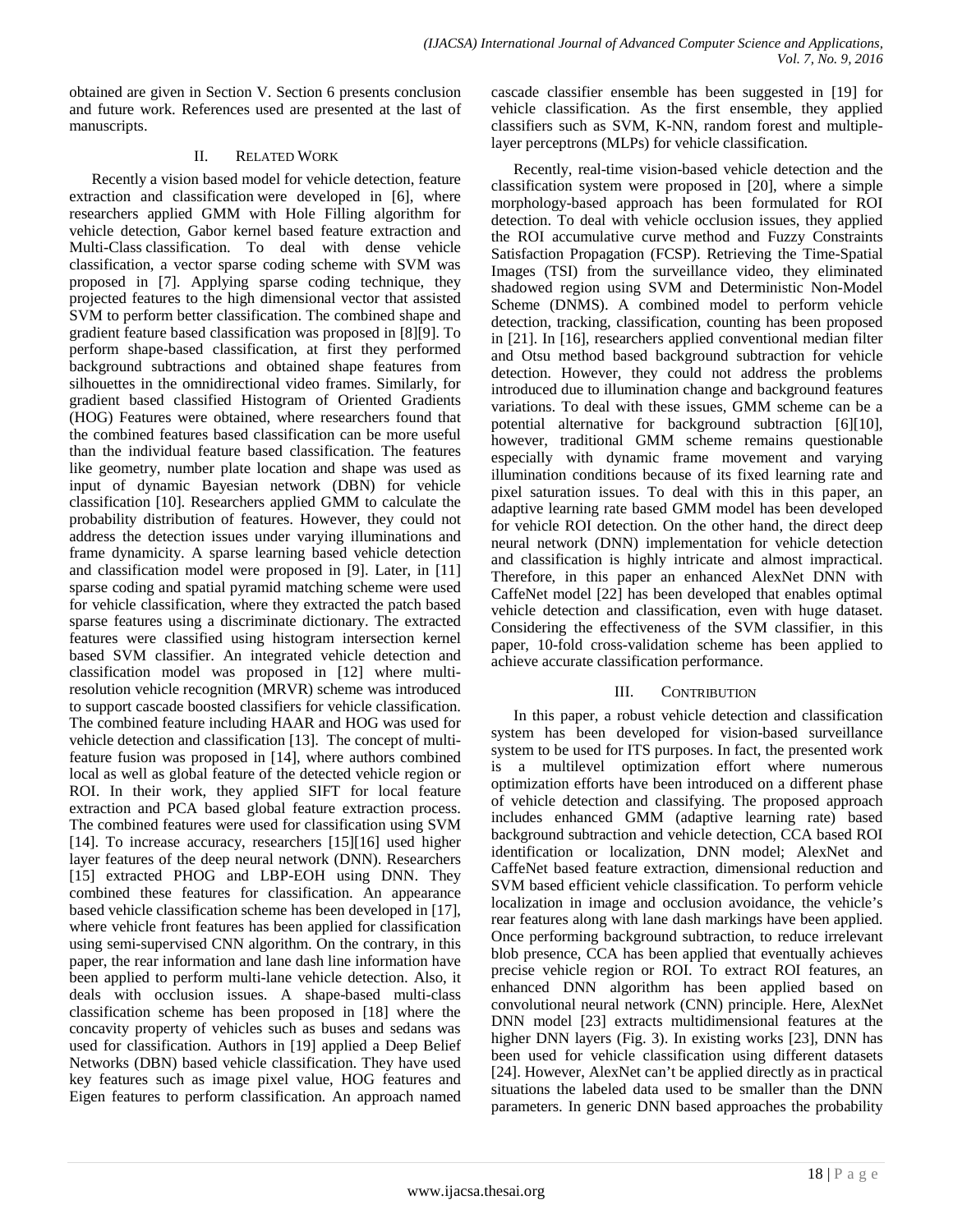obtained are given in Section V. Section 6 presents conclusion and future work. References used are presented at the last of manuscripts.

## II. Related Work

Recently a vision based model for vehicle detection, feature extraction and classification were developed in [6], where researchers applied GMM with Hole Filling algorithm for vehicle detection, Gabor kernel based feature extraction and Multi-Class classification. To deal with dense vehicle classification, a vector sparse coding scheme with SVM was proposed in [7]. Applying sparse coding technique, they projected features to the high dimensional vector that assisted SVM to perform better classification. The combined shape and gradient feature based classification was proposed in [8][9]. To perform shape-based classification, at first they performed background subtractions and obtained shape features from silhouettes in the omnidirectional video frames. Similarly, for gradient based classified Histogram of Oriented Gradients (HOG) Features were obtained, where researchers found that the combined features based classification can be more useful than the individual feature based classification. The features like geometry, number plate location and shape was used as input of dynamic Bayesian network (DBN) for vehicle classification [10]. Researchers applied GMM to calculate the probability distribution of features. However, they could not address the detection issues under varying illuminations and frame dynamicity. A sparse learning based vehicle detection and classification model were proposed in [9]. Later, in [11] sparse coding and spatial pyramid matching scheme were used for vehicle classification, where they extracted the patch based sparse features using a discriminate dictionary. The extracted features were classified using histogram intersection kernel based SVM classifier. An integrated vehicle detection and classification model was proposed in [12] where multi-resolution vehicle recognition (MRVR) scheme was introduced to support cascade boosted classifiers for vehicle classification. The combined feature including HAAR and HOG was used for vehicle detection and classification [13]. The concept of multi-feature fusion was proposed in [14], where authors combined local as well as global feature of the detected vehicle region or ROI. In their work, they applied SIFT for local feature extraction and PCA based global feature extraction process. The combined features were used for classification using SVM [14]. To increase accuracy, researchers [15][16] used higher layer features of the deep neural network (DNN). Researchers [15] extracted PHOG and LBP-EOH using DNN. They combined these features for classification. An appearance based vehicle classification scheme has been developed in [17], where vehicle front features has been applied for classification using semi-supervised CNN algorithm. On the contrary, in this paper, the rear information and lane dash line information have been applied to perform multi-lane vehicle detection. Also, it deals with occlusion issues. A shape-based multi-class classification scheme has been proposed in [18] where the concavity property of vehicles such as buses and sedans was used for classification. Authors in [19] applied a Deep Belief Networks (DBN) based vehicle classification. They have used key features such as image pixel value, HOG features and Eigen features to perform classification. An approach named cascade classifier ensemble has been suggested in [19] for vehicle classification. As the first ensemble, they applied classifiers such as SVM, K-NN, random forest and multiple-layer perceptrons (MLPs) for vehicle classification.

Recently, real-time vision-based vehicle detection and the classification system were proposed in [20], where a simple morphology-based approach has been formulated for ROI detection. To deal with vehicle occlusion issues, they applied the ROI accumulative curve method and Fuzzy Constraints Satisfaction Propagation (FCSP). Retrieving the Time-Spatial Images (TSI) from the surveillance video, they eliminated shadowed region using SVM and Deterministic Non-Model Scheme (DNMS). A combined model to perform vehicle detection, tracking, classification, counting has been proposed in [21]. In [16], researchers applied conventional median filter and Otsu method based background subtraction for vehicle detection. However, they could not address the problems introduced due to illumination change and background features variations. To deal with these issues, GMM scheme can be a potential alternative for background subtraction [6][10], however, traditional GMM scheme remains questionable especially with dynamic frame movement and varying illumination conditions because of its fixed learning rate and pixel saturation issues. To deal with this in this paper, an adaptive learning rate based GMM model has been developed for vehicle ROI detection. On the other hand, the direct deep neural network (DNN) implementation for vehicle detection and classification is highly intricate and almost impractical. Therefore, in this paper an enhanced AlexNet DNN with CaffeNet model [22] has been developed that enables optimal vehicle detection and classification, even with huge dataset. Considering the effectiveness of the SVM classifier, in this paper, 10-fold cross-validation scheme has been applied to achieve accurate classification performance.

## III. Contribution

In this paper, a robust vehicle detection and classification system has been developed for vision-based surveillance system to be used for ITS purposes. In fact, the presented work is a multilevel optimization effort where numerous optimization efforts have been introduced on a different phase of vehicle detection and classifying. The proposed approach includes enhanced GMM (adaptive learning rate) based background subtraction and vehicle detection, CCA based ROI identification or localization, DNN model; AlexNet and CaffeNet based feature extraction, dimensional reduction and SVM based efficient vehicle classification. To perform vehicle localization in image and occlusion avoidance, the vehicle's rear features along with lane dash markings have been applied. Once performing background subtraction, to reduce irrelevant blob presence, CCA has been applied that eventually achieves precise vehicle region or ROI. To extract ROI features, an enhanced DNN algorithm has been applied based on convolutional neural network (CNN) principle. Here, AlexNet DNN model [23] extracts multidimensional features at the higher DNN layers (Fig. 3). In existing works [23], DNN has been used for vehicle classification using different datasets [24]. However, AlexNet can't be applied directly as in practical situations the labeled data used to be smaller than the DNN parameters. In generic DNN based approaches the probability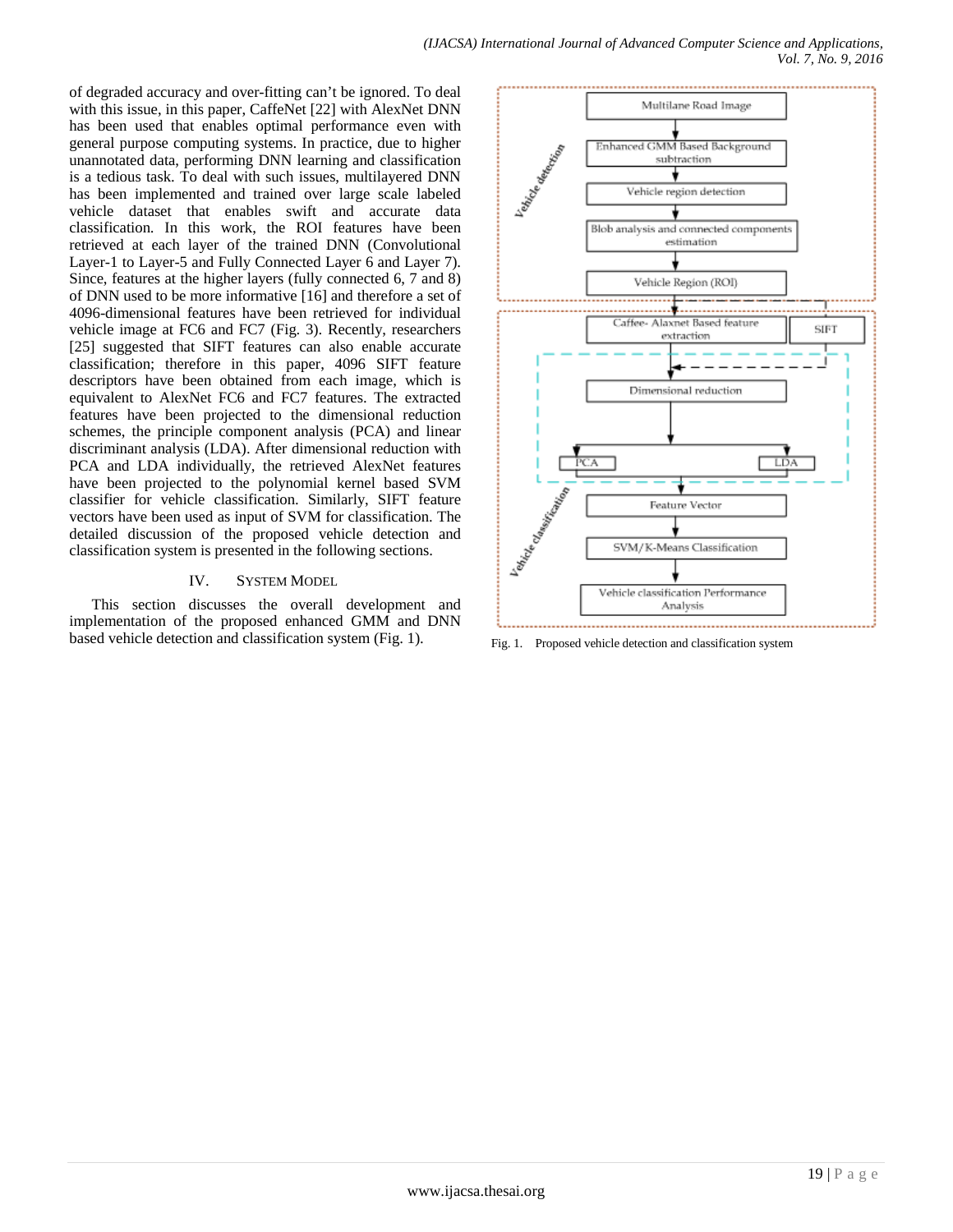of degraded accuracy and over-fitting can't be ignored. To deal with this issue, in this paper, CaffeNet [22] with AlexNet DNN has been used that enables optimal performance even with general purpose computing systems. In practice, due to higher unannotated data, performing DNN learning and classification is a tedious task. To deal with such issues, multilayered DNN has been implemented and trained over large scale labeled vehicle dataset that enables swift and accurate data classification. In this work, the ROI features have been retrieved at each layer of the trained DNN (Convolutional Layer-1 to Layer-5 and Fully Connected Layer 6 and Layer 7). Since, features at the higher layers (fully connected 6, 7 and 8) of DNN used to be more informative [16] and therefore a set of 4096-dimensional features have been retrieved for individual vehicle image at FC6 and FC7 (Fig. 3). Recently, researchers [25] suggested that SIFT features can also enable accurate classification; therefore in this paper, 4096 SIFT feature descriptors have been obtained from each image, which is equivalent to AlexNet FC6 and FC7 features. The extracted features have been projected to the dimensional reduction schemes, the principle component analysis (PCA) and linear discriminant analysis (LDA). After dimensional reduction with PCA and LDA individually, the retrieved AlexNet features have been projected to the polynomial kernel based SVM classifier for vehicle classification. Similarly, SIFT feature vectors have been used as input of SVM for classification. The detailed discussion of the proposed vehicle detection and classification system is presented in the following sections.

## IV. System Model

This section discusses the overall development and implementation of the proposed enhanced GMM and DNN based vehicle detection and classification system (Fig. 1).

Fig. 1. Proposed vehicle detection and classification system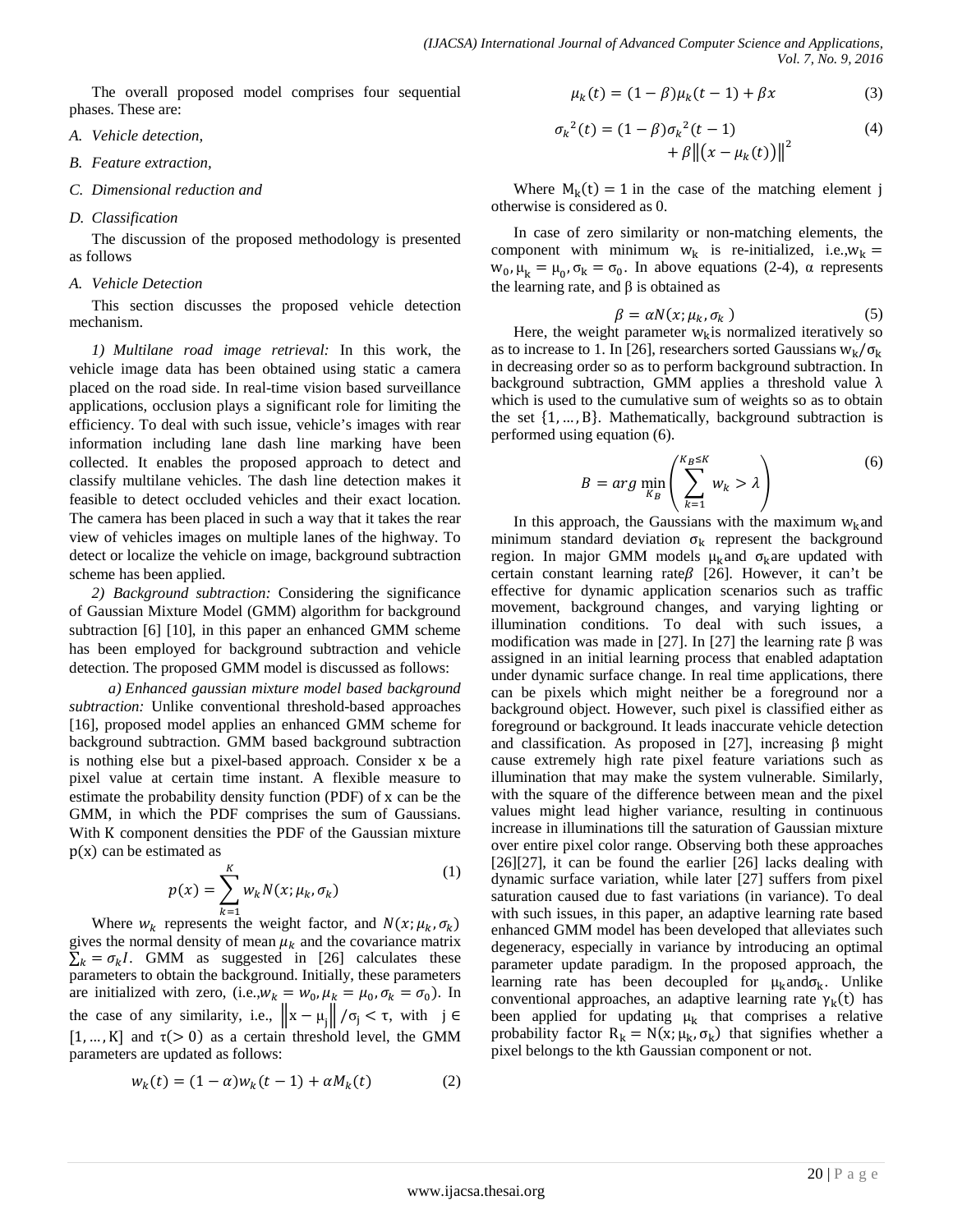The overall proposed model comprises four sequential phases. These are:

*A. Vehicle detection,*

*B. Feature extraction,*

*C. Dimensional reduction and*

*D. Classification*

The discussion of the proposed methodology is presented as follows

*A. Vehicle Detection*

This section discusses the proposed vehicle detection mechanism.

*1) Multilane road image retrieval:* In this work, the vehicle image data has been obtained using static a camera placed on the road side. In real-time vision based surveillance applications, occlusion plays a significant role for limiting the efficiency. To deal with such issue, vehicle's images with rear information including lane dash line marking have been collected. It enables the proposed approach to detect and classify multilane vehicles. The dash line detection makes it feasible to detect occluded vehicles and their exact location. The camera has been placed in such a way that it takes the rear view of vehicles images on multiple lanes of the highway. To detect or localize the vehicle on image, background subtraction scheme has been applied.

*2) Background subtraction:* Considering the significance of Gaussian Mixture Model (GMM) algorithm for background subtraction [6] [10], in this paper an enhanced GMM scheme has been employed for background subtraction and vehicle detection. The proposed GMM model is discussed as follows:

*a) Enhanced gaussian mixture model based background subtraction:* Unlike conventional threshold-based approaches [16], proposed model applies an enhanced GMM scheme for background subtraction. GMM based background subtraction is nothing else but a pixel-based approach. Consider x be a pixel value at certain time instant. A flexible measure to estimate the probability density function (PDF) of x can be the GMM, in which the PDF comprises the sum of Gaussians. With K component densities the PDF of the Gaussian mixture $p(x)$ can be estimated as

$$p(x) = \sum_{k=1}^{K} w_k N(x; \mu_k, \sigma_k) \tag{1}$$

Where $w_k$ represents the weight factor, and $N(x; \mu_k, \sigma_k)$ gives the normal density of mean $\mu_k$ and the covariance matrix $\sum_k = \sigma_k I$. GMM as suggested in [26] calculates these parameters to obtain the background. Initially, these parameters are initialized with zero, (i.e.,$w_k = w_0, \mu_k = \mu_0, \sigma_k = \sigma_0$). In the case of any similarity, i.e., $\left\| x - \mu_j \right\| / \sigma_j < \tau$, with $j \in [1, \ldots, K]$ and $\tau (> 0)$ as a certain threshold level, the GMM parameters are updated as follows:

$$w_k(t) = (1 - \alpha) w_k(t-1) + \alpha M_k(t) \tag{2}$$

$$\mu_k(t) = (1 - \beta) \mu_k(t-1) + \beta x \tag{3}$$

$$\sigma_k^2(t) = (1 - \beta) \sigma_k^2(t-1) + \beta \left\| \left( x - \mu_k(t) \right) \right\|^2 \tag{4}$$

Where $M_k(t) = 1$ in the case of the matching element j otherwise is considered as 0.

In case of zero similarity or non-matching elements, the component with minimum $w_k$ is re-initialized, i.e.,$w_k = w_0, \mu_k = \mu_0, \sigma_k = \sigma_0$. In above equations (2-4), α represents the learning rate, and β is obtained as

$$\beta = \alpha N(x; \mu_k, \sigma_k) \tag{5}$$

Here, the weight parameter $w_k$ is normalized iteratively so as to increase to 1. In [26], researchers sorted Gaussians $w_k / \sigma_k$ in decreasing order so as to perform background subtraction. In background subtraction, GMM applies a threshold value λ which is used to the cumulative sum of weights so as to obtain the set $\{1, \ldots, B\}$. Mathematically, background subtraction is performed using equation (6).

$$B = arg \min_{K_B} \left( \sum_{k=1}^{K_B \leq K} w_k > \lambda \right) \tag{6}$$

In this approach, the Gaussians with the maximum $w_k$ and minimum standard deviation $\sigma_k$ represent the background region. In major GMM models $\mu_k$ and $\sigma_k$ are updated with certain constant learning rate $\beta$ [26]. However, it can't be effective for dynamic application scenarios such as traffic movement, background changes, and varying lighting or illumination conditions. To deal with such issues, a modification was made in [27]. In [27] the learning rate β was assigned in an initial learning process that enabled adaptation under dynamic surface change. In real time applications, there can be pixels which might neither be a foreground nor a background object. However, such pixel is classified either as foreground or background. It leads inaccurate vehicle detection and classification. As proposed in [27], increasing β might cause extremely high rate pixel feature variations such as illumination that may make the system vulnerable. Similarly, with the square of the difference between mean and the pixel values might lead higher variance, resulting in continuous increase in illuminations till the saturation of Gaussian mixture over entire pixel color range. Observing both these approaches [26][27], it can be found the earlier [26] lacks dealing with dynamic surface variation, while later [27] suffers from pixel saturation caused due to fast variations (in variance). To deal with such issues, in this paper, an adaptive learning rate based enhanced GMM model has been developed that alleviates such degeneracy, especially in variance by introducing an optimal parameter update paradigm. In the proposed approach, the learning rate has been decoupled for $\mu_k$ and $\sigma_k$. Unlike conventional approaches, an adaptive learning rate $\gamma_k(t)$ has been applied for updating $\mu_k$ that comprises a relative probability factor $R_k = N(x; \mu_k, \sigma_k)$ that signifies whether a pixel belongs to the kth Gaussian component or not.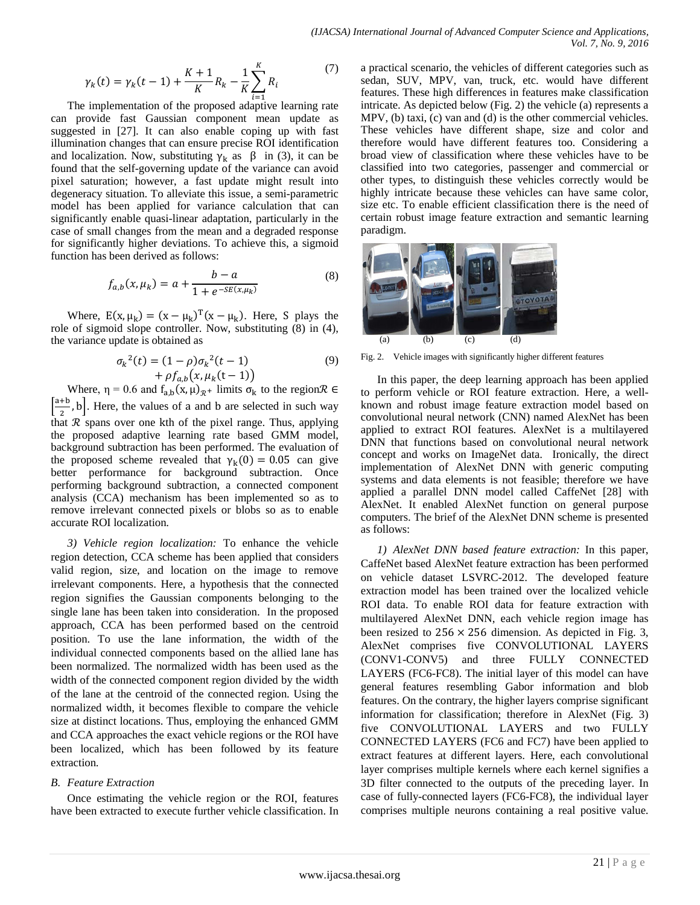$$\gamma_k(t) = \gamma_k(t-1) + \frac{K+1}{K} R_k - \frac{1}{K}\sum_{i=1}^{K} R_i \tag{7}$$

The implementation of the proposed adaptive learning rate can provide fast Gaussian component mean update as suggested in [27]. It can also enable coping up with fast illumination changes that can ensure precise ROI identification and localization. Now, substituting $\gamma_k$ as $\beta$ in (3), it can be found that the self-governing update of the variance can avoid pixel saturation; however, a fast update might result into degeneracy situation. To alleviate this issue, a semi-parametric model has been applied for variance calculation that can significantly enable quasi-linear adaptation, particularly in the case of small changes from the mean and a degraded response for significantly higher deviations. To achieve this, a sigmoid function has been derived as follows:

$$f_{a,b}(x, \mu_k) = a + \frac{b-a}{1+e^{-SE(x,\mu_k)}} \tag{8}$$

Where, $E(x, \mu_k) = (x - \mu_k)^T (x - \mu_k)$. Here, S plays the role of sigmoid slope controller. Now, substituting (8) in (4), the variance update is obtained as

$$\sigma_k{}^2(t) = (1-\rho)\sigma_k{}^2(t-1) + \rho f_{a,b}\big(x, \mu_k(t-1)\big) \tag{9}$$

Where, $\eta = 0.6$ and $f_{a,b}(x, \mu)_{\mathcal{R}+}$ limits $\sigma_k$ to the region $\mathcal{R} \in \left[\frac{a+b}{2}, b\right]$. Here, the values of a and b are selected in such way that $\mathcal{R}$ spans over one kth of the pixel range. Thus, applying the proposed adaptive learning rate based GMM model, background subtraction has been performed. The evaluation of the proposed scheme revealed that $\gamma_k(0) = 0.05$ can give better performance for background subtraction. Once performing background subtraction, a connected component analysis (CCA) mechanism has been implemented so as to remove irrelevant connected pixels or blobs so as to enable accurate ROI localization.

*3) Vehicle region localization:* To enhance the vehicle region detection, CCA scheme has been applied that considers valid region, size, and location on the image to remove irrelevant components. Here, a hypothesis that the connected region signifies the Gaussian components belonging to the single lane has been taken into consideration. In the proposed approach, CCA has been performed based on the centroid position. To use the lane information, the width of the individual connected components based on the allied lane has been normalized. The normalized width has been used as the width of the connected component region divided by the width of the lane at the centroid of the connected region. Using the normalized width, it becomes flexible to compare the vehicle size at distinct locations. Thus, employing the enhanced GMM and CCA approaches the exact vehicle regions or the ROI have been localized, which has been followed by its feature extraction.

### *B. Feature Extraction*

Once estimating the vehicle region or the ROI, features have been extracted to execute further vehicle classification. In a practical scenario, the vehicles of different categories such as sedan, SUV, MPV, van, truck, etc. would have different features. These high differences in features make classification intricate. As depicted below (Fig. 2) the vehicle (a) represents a MPV, (b) taxi, (c) van and (d) is the other commercial vehicles. These vehicles have different shape, size and color and therefore would have different features too. Considering a broad view of classification where these vehicles have to be classified into two categories, passenger and commercial or other types, to distinguish these vehicles correctly would be highly intricate because these vehicles can have same color, size etc. To enable efficient classification there is the need of certain robust image feature extraction and semantic learning paradigm.

(a) (b) (c) (d)

Fig. 2. Vehicle images with significantly higher different features

In this paper, the deep learning approach has been applied to perform vehicle or ROI feature extraction. Here, a well-known and robust image feature extraction model based on convolutional neural network (CNN) named AlexNet has been applied to extract ROI features. AlexNet is a multilayered DNN that functions based on convolutional neural network concept and works on ImageNet data. Ironically, the direct implementation of AlexNet DNN with generic computing systems and data elements is not feasible; therefore we have applied a parallel DNN model called CaffeNet [28] with AlexNet. It enabled AlexNet function on general purpose computers. The brief of the AlexNet DNN scheme is presented as follows:

*1) AlexNet DNN based feature extraction:* In this paper, CaffeNet based AlexNet feature extraction has been performed on vehicle dataset LSVRC-2012. The developed feature extraction model has been trained over the localized vehicle ROI data. To enable ROI data for feature extraction with multilayered AlexNet DNN, each vehicle region image has been resized to $256 \times 256$ dimension. As depicted in Fig. 3, AlexNet comprises five CONVOLUTIONAL LAYERS (CONV1-CONV5) and three FULLY CONNECTED LAYERS (FC6-FC8). The initial layer of this model can have general features resembling Gabor information and blob features. On the contrary, the higher layers comprise significant information for classification; therefore in AlexNet (Fig. 3) five CONVOLUTIONAL LAYERS and two FULLY CONNECTED LAYERS (FC6 and FC7) have been applied to extract features at different layers. Here, each convolutional layer comprises multiple kernels where each kernel signifies a 3D filter connected to the outputs of the preceding layer. In case of fully-connected layers (FC6-FC8), the individual layer comprises multiple neurons containing a real positive value.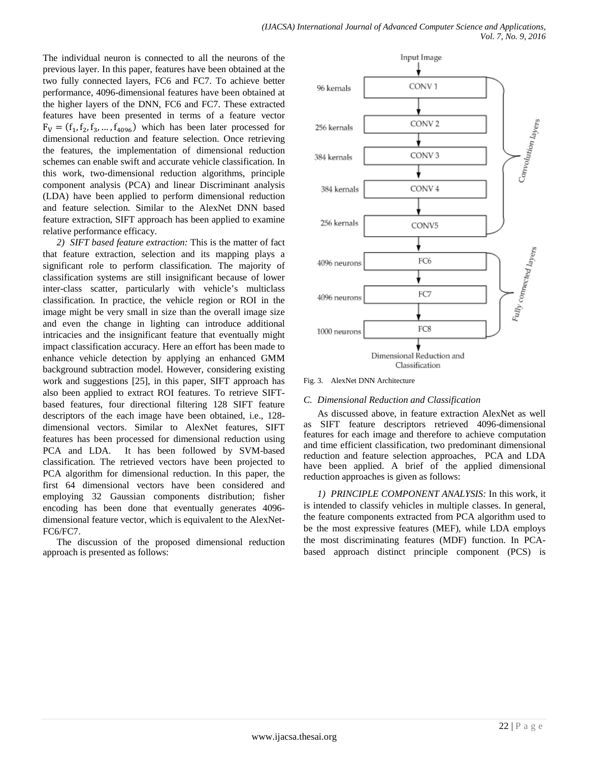The individual neuron is connected to all the neurons of the previous layer. In this paper, features have been obtained at the two fully connected layers, FC6 and FC7. To achieve better performance, 4096-dimensional features have been obtained at the higher layers of the DNN, FC6 and FC7. These extracted features have been presented in terms of a feature vector $F_V = (f_1, f_2, f_3, \ldots, f_{4096})$ which has been later processed for dimensional reduction and feature selection. Once retrieving the features, the implementation of dimensional reduction schemes can enable swift and accurate vehicle classification. In this work, two-dimensional reduction algorithms, principle component analysis (PCA) and linear Discriminant analysis (LDA) have been applied to perform dimensional reduction and feature selection. Similar to the AlexNet DNN based feature extraction, SIFT approach has been applied to examine relative performance efficacy.

*2) SIFT based feature extraction:* This is the matter of fact that feature extraction, selection and its mapping plays a significant role to perform classification. The majority of classification systems are still insignificant because of lower inter-class scatter, particularly with vehicle's multiclass classification. In practice, the vehicle region or ROI in the image might be very small in size than the overall image size and even the change in lighting can introduce additional intricacies and the insignificant feature that eventually might impact classification accuracy. Here an effort has been made to enhance vehicle detection by applying an enhanced GMM background subtraction model. However, considering existing work and suggestions [25], in this paper, SIFT approach has also been applied to extract ROI features. To retrieve SIFT-based features, four directional filtering 128 SIFT feature descriptors of the each image have been obtained, i.e., 128-dimensional vectors. Similar to AlexNet features, SIFT features has been processed for dimensional reduction using PCA and LDA. It has been followed by SVM-based classification. The retrieved vectors have been projected to PCA algorithm for dimensional reduction. In this paper, the first 64 dimensional vectors have been considered and employing 32 Gaussian components distribution; fisher encoding has been done that eventually generates 4096-dimensional feature vector, which is equivalent to the AlexNet-FC6/FC7.

The discussion of the proposed dimensional reduction approach is presented as follows:

Input Image

| | Layer | |
|---|---|---|
| 96 kernals | CONV 1 | Convolution layers |
| 256 kernals | CONV 2 | |
| 384 kernals | CONV 3 | |
| 384 kernals | CONV 4 | |
| 256 kernals | CONV5 | |
| 4096 neurons | FC6 | Fully connected layers |
| 4096 neurons | FC7 | |
| 1000 neurons | FC8 | |

Dimensional Reduction and Classification

Fig. 3. AlexNet DNN Architecture

### C. Dimensional Reduction and Classification

As discussed above, in feature extraction AlexNet as well as SIFT feature descriptors retrieved 4096-dimensional features for each image and therefore to achieve computation and time efficient classification, two predominant dimensional reduction and feature selection approaches, PCA and LDA have been applied. A brief of the applied dimensional reduction approaches is given as follows:

*1) PRINCIPLE COMPONENT ANALYSIS:* In this work, it is intended to classify vehicles in multiple classes. In general, the feature components extracted from PCA algorithm used to be the most expressive features (MEF), while LDA employs the most discriminating features (MDF) function. In PCA-based approach distinct principle component (PCS) is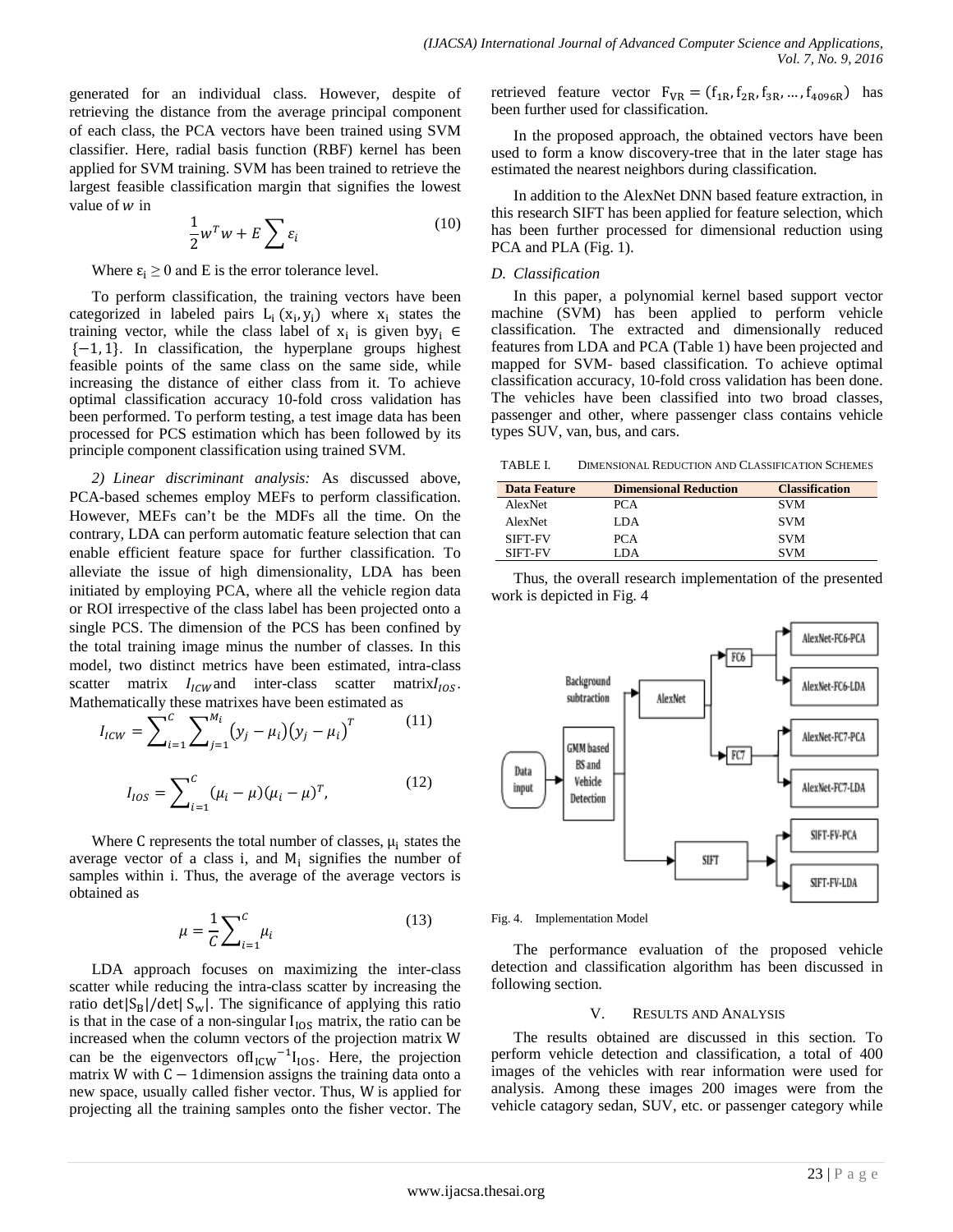generated for an individual class. However, despite of retrieving the distance from the average principal component of each class, the PCA vectors have been trained using SVM classifier. Here, radial basis function (RBF) kernel has been applied for SVM training. SVM has been trained to retrieve the largest feasible classification margin that signifies the lowest value of $w$ in

$$\frac{1}{2}w^T w + E\sum \varepsilon_i \tag{10}$$

Where $\varepsilon_i \geq 0$ and E is the error tolerance level.

To perform classification, the training vectors have been categorized in labeled pairs $L_i\,(x_i, y_i)$ where $x_i$ states the training vector, while the class label of $x_i$ is given by$y_i \in \{-1, 1\}$. In classification, the hyperplane groups highest feasible points of the same class on the same side, while increasing the distance of either class from it. To achieve optimal classification accuracy 10-fold cross validation has been performed. To perform testing, a test image data has been processed for PCS estimation which has been followed by its principle component classification using trained SVM.

*2) Linear discriminant analysis:* As discussed above, PCA-based schemes employ MEFs to perform classification. However, MEFs can't be the MDFs all the time. On the contrary, LDA can perform automatic feature selection that can enable efficient feature space for further classification. To alleviate the issue of high dimensionality, LDA has been initiated by employing PCA, where all the vehicle region data or ROI irrespective of the class label has been projected onto a single PCS. The dimension of the PCS has been confined by the total training image minus the number of classes. In this model, two distinct metrics have been estimated, intra-class scatter matrix $I_{ICW}$ and inter-class scatter matrix$I_{IOS}$. Mathematically these matrixes have been estimated as

$$I_{ICW} = \sum_{i=1}^{C}\sum_{j=1}^{M_i}(y_j - \mu_i)(y_j - \mu_i)^T \tag{11}$$

$$I_{IOS} = \sum_{i=1}^{C}(\mu_i - \mu)(\mu_i - \mu)^T, \tag{12}$$

Where C represents the total number of classes, $\mu_i$ states the average vector of a class i, and $M_i$ signifies the number of samples within i. Thus, the average of the average vectors is obtained as

$$\mu = \frac{1}{C}\sum_{i=1}^{C}\mu_i \tag{13}$$

LDA approach focuses on maximizing the inter-class scatter while reducing the intra-class scatter by increasing the ratio $\det|S_B|/\det|S_w|$. The significance of applying this ratio is that in the case of a non-singular $I_{IOS}$ matrix, the ratio can be increased when the column vectors of the projection matrix W can be the eigenvectors of$I_{ICW}^{-1}I_{IOS}$. Here, the projection matrix W with $C - 1$dimension assigns the training data onto a new space, usually called fisher vector. Thus, W is applied for projecting all the training samples onto the fisher vector. The retrieved feature vector $F_{VR} = (f_{1R}, f_{2R}, f_{3R}, \ldots, f_{4096R})$ has been further used for classification.

In the proposed approach, the obtained vectors have been used to form a know discovery-tree that in the later stage has estimated the nearest neighbors during classification.

In addition to the AlexNet DNN based feature extraction, in this research SIFT has been applied for feature selection, which has been further processed for dimensional reduction using PCA and PLA (Fig. 1).

### *D. Classification*

In this paper, a polynomial kernel based support vector machine (SVM) has been applied to perform vehicle classification. The extracted and dimensionally reduced features from LDA and PCA (Table 1) have been projected and mapped for SVM- based classification. To achieve optimal classification accuracy, 10-fold cross validation has been done. The vehicles have been classified into two broad classes, passenger and other, where passenger class contains vehicle types SUV, van, bus, and cars.

TABLE I. DIMENSIONAL REDUCTION AND CLASSIFICATION SCHEMES

| Data Feature | Dimensional Reduction | Classification |
|---|---|---|
| AlexNet | PCA | SVM |
| AlexNet | LDA | SVM |
| SIFT-FV | PCA | SVM |
| SIFT-FV | LDA | SVM |

Thus, the overall research implementation of the presented work is depicted in Fig. 4

Fig. 4. Implementation Model

The performance evaluation of the proposed vehicle detection and classification algorithm has been discussed in following section.

## V. RESULTS AND ANALYSIS

The results obtained are discussed in this section. To perform vehicle detection and classification, a total of 400 images of the vehicles with rear information were used for analysis. Among these images 200 images were from the vehicle catagory sedan, SUV, etc. or passenger category while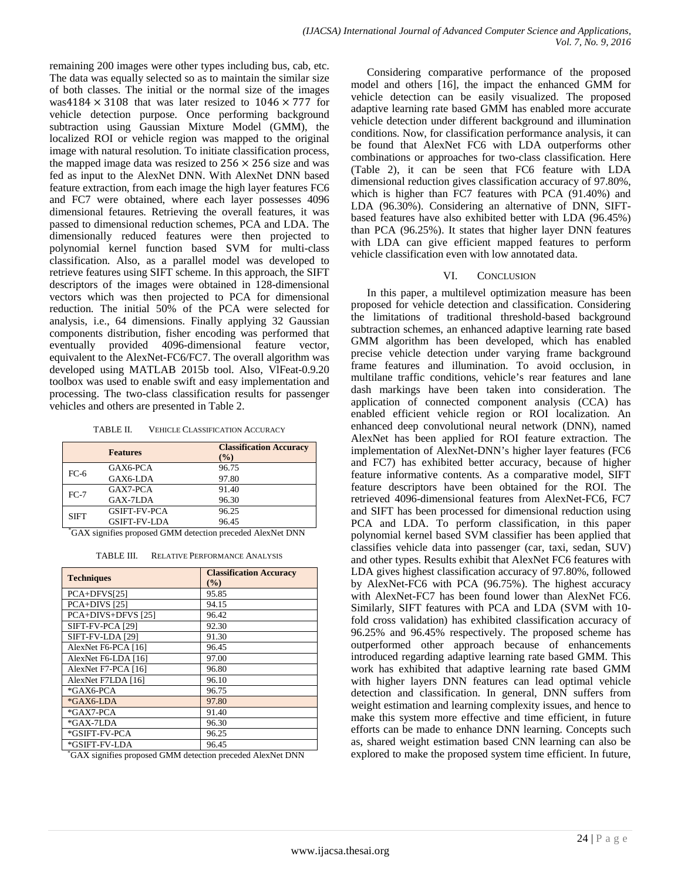remaining 200 images were other types including bus, cab, etc. The data was equally selected so as to maintain the similar size of both classes. The initial or the normal size of the images was$4184 \times 3108$ that was later resized to $1046 \times 777$ for vehicle detection purpose. Once performing background subtraction using Gaussian Mixture Model (GMM), the localized ROI or vehicle region was mapped to the original image with natural resolution. To initiate classification process, the mapped image data was resized to $256 \times 256$ size and was fed as input to the AlexNet DNN. With AlexNet DNN based feature extraction, from each image the high layer features FC6 and FC7 were obtained, where each layer possesses 4096 dimensional fetaures. Retrieving the overall features, it was passed to dimensional reduction schemes, PCA and LDA. The dimensionally reduced features were then projected to polynomial kernel function based SVM for multi-class classification. Also, as a parallel model was developed to retrieve features using SIFT scheme. In this approach, the SIFT descriptors of the images were obtained in 128-dimensional vectors which was then projected to PCA for dimensional reduction. The initial 50% of the PCA were selected for analysis, i.e., 64 dimensions. Finally applying 32 Gaussian components distribution, fisher encoding was performed that eventually provided 4096-dimensional feature vector, equivalent to the AlexNet-FC6/FC7. The overall algorithm was developed using MATLAB 2015b tool. Also, VlFeat-0.9.20 toolbox was used to enable swift and easy implementation and processing. The two-class classification results for passenger vehicles and others are presented in Table 2.

TABLE II. VEHICLE CLASSIFICATION ACCURACY

| | Features | Classification Accuracy (%) |
|---|---|---|
| FC-6 | GAX6-PCA | 96.75 |
| | GAX6-LDA | 97.80 |
| FC-7 | GAX7-PCA | 91.40 |
| | GAX-7LDA | 96.30 |
| SIFT | GSIFT-FV-PCA | 96.25 |
| | GSIFT-FV-LDA | 96.45 |

*GAX signifies proposed GMM detection preceded AlexNet DNN

TABLE III. RELATIVE PERFORMANCE ANALYSIS

| Techniques | Classification Accuracy (%) |
|---|---|
| PCA+DFVS[25] | 95.85 |
| PCA+DIVS [25] | 94.15 |
| PCA+DIVS+DFVS [25] | 96.42 |
| SIFT-FV-PCA [29] | 92.30 |
| SIFT-FV-LDA [29] | 91.30 |
| AlexNet F6-PCA [16] | 96.45 |
| AlexNet F6-LDA [16] | 97.00 |
| AlexNet F7-PCA [16] | 96.80 |
| AlexNet F7LDA [16] | 96.10 |
| *GAX6-PCA | 96.75 |
| *GAX6-LDA | 97.80 |
| *GAX7-PCA | 91.40 |
| *GAX-7LDA | 96.30 |
| *GSIFT-FV-PCA | 96.25 |
| *GSIFT-FV-LDA | 96.45 |

*GAX signifies proposed GMM detection preceded AlexNet DNN

Considering comparative performance of the proposed model and others [16], the impact the enhanced GMM for vehicle detection can be easily visualized. The proposed adaptive learning rate based GMM has enabled more accurate vehicle detection under different background and illumination conditions. Now, for classification performance analysis, it can be found that AlexNet FC6 with LDA outperforms other combinations or approaches for two-class classification. Here (Table 2), it can be seen that FC6 feature with LDA dimensional reduction gives classification accuracy of 97.80%, which is higher than FC7 features with PCA (91.40%) and LDA (96.30%). Considering an alternative of DNN, SIFT-based features have also exhibited better with LDA (96.45%) than PCA (96.25%). It states that higher layer DNN features with LDA can give efficient mapped features to perform vehicle classification even with low annotated data.

## VI. CONCLUSION

In this paper, a multilevel optimization measure has been proposed for vehicle detection and classification. Considering the limitations of traditional threshold-based background subtraction schemes, an enhanced adaptive learning rate based GMM algorithm has been developed, which has enabled precise vehicle detection under varying frame background frame features and illumination. To avoid occlusion, in multilane traffic conditions, vehicle's rear features and lane dash markings have been taken into consideration. The application of connected component analysis (CCA) has enabled efficient vehicle region or ROI localization. An enhanced deep convolutional neural network (DNN), named AlexNet has been applied for ROI feature extraction. The implementation of AlexNet-DNN's higher layer features (FC6 and FC7) has exhibited better accuracy, because of higher feature informative contents. As a comparative model, SIFT feature descriptors have been obtained for the ROI. The retrieved 4096-dimensional features from AlexNet-FC6, FC7 and SIFT has been processed for dimensional reduction using PCA and LDA. To perform classification, in this paper polynomial kernel based SVM classifier has been applied that classifies vehicle data into passenger (car, taxi, sedan, SUV) and other types. Results exhibit that AlexNet FC6 features with LDA gives highest classification accuracy of 97.80%, followed by AlexNet-FC6 with PCA (96.75%). The highest accuracy with AlexNet-FC7 has been found lower than AlexNet FC6. Similarly, SIFT features with PCA and LDA (SVM with 10-fold cross validation) has exhibited classification accuracy of 96.25% and 96.45% respectively. The proposed scheme has outperformed other approach because of enhancements introduced regarding adaptive learning rate based GMM. This work has exhibited that adaptive learning rate based GMM with higher layers DNN features can lead optimal vehicle detection and classification. In general, DNN suffers from weight estimation and learning complexity issues, and hence to make this system more effective and time efficient, in future efforts can be made to enhance DNN learning. Concepts such as, shared weight estimation based CNN learning can also be explored to make the proposed system time efficient. In future,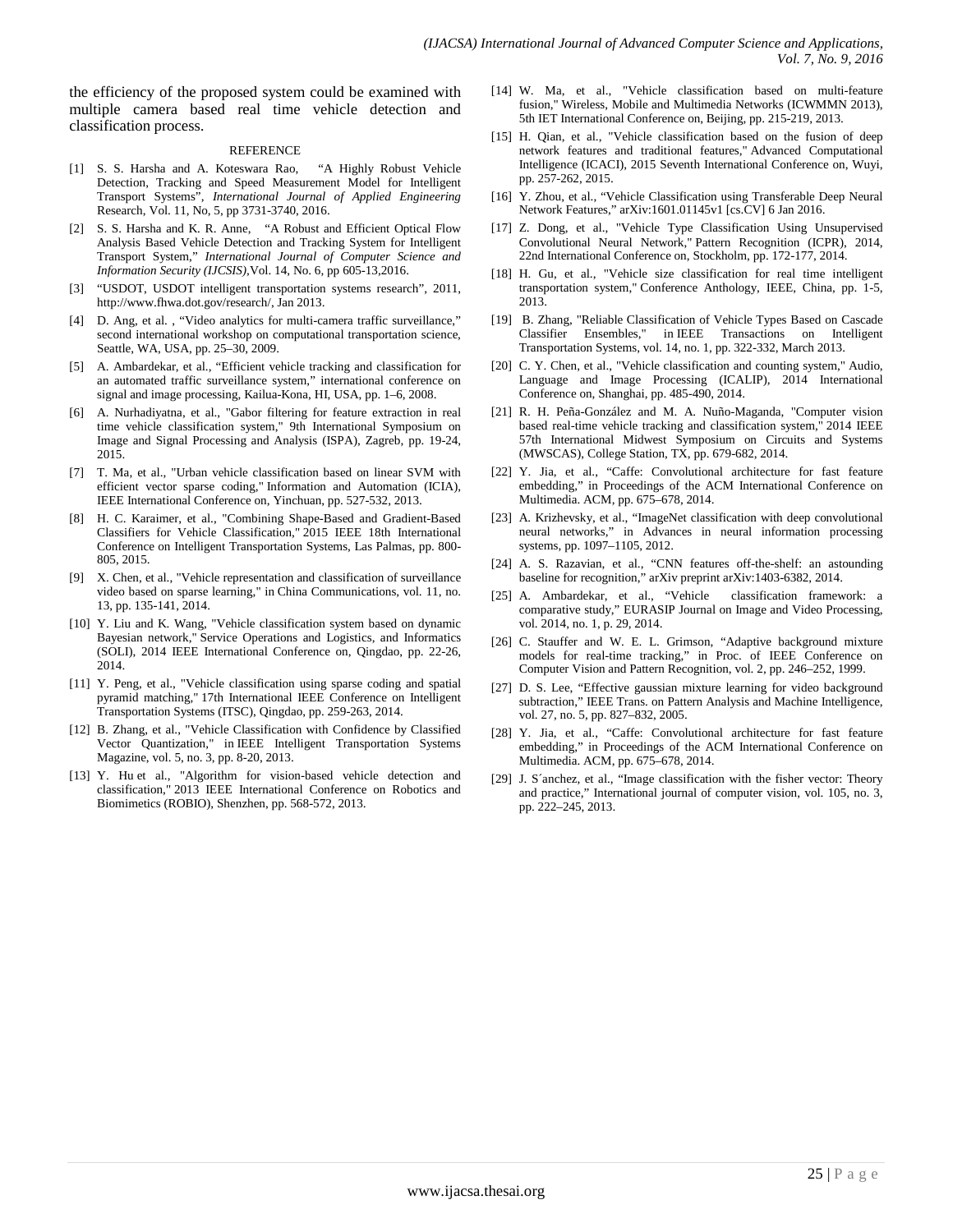the efficiency of the proposed system could be examined with multiple camera based real time vehicle detection and classification process.

## REFERENCE

[1] S. S. Harsha and A. Koteswara Rao, "A Highly Robust Vehicle Detection, Tracking and Speed Measurement Model for Intelligent Transport Systems", *International Journal of Applied Engineering* Research, Vol. 11, No, 5, pp 3731-3740, 2016.

[2] S. S. Harsha and K. R. Anne, "A Robust and Efficient Optical Flow Analysis Based Vehicle Detection and Tracking System for Intelligent Transport System," *International Journal of Computer Science and Information Security (IJCSIS)*,Vol. 14, No. 6, pp 605-13,2016.

[3] "USDOT, USDOT intelligent transportation systems research", 2011, http://www.fhwa.dot.gov/research/, Jan 2013.

[4] D. Ang, et al. , "Video analytics for multi-camera traffic surveillance," second international workshop on computational transportation science, Seattle, WA, USA, pp. 25–30, 2009.

[5] A. Ambardekar, et al., "Efficient vehicle tracking and classification for an automated traffic surveillance system," international conference on signal and image processing, Kailua-Kona, HI, USA, pp. 1–6, 2008.

[6] A. Nurhadiyatna, et al., "Gabor filtering for feature extraction in real time vehicle classification system," 9th International Symposium on Image and Signal Processing and Analysis (ISPA), Zagreb, pp. 19-24, 2015.

[7] T. Ma, et al., "Urban vehicle classification based on linear SVM with efficient vector sparse coding," Information and Automation (ICIA), IEEE International Conference on, Yinchuan, pp. 527-532, 2013.

[8] H. C. Karaimer, et al., "Combining Shape-Based and Gradient-Based Classifiers for Vehicle Classification," 2015 IEEE 18th International Conference on Intelligent Transportation Systems, Las Palmas, pp. 800-805, 2015.

[9] X. Chen, et al., "Vehicle representation and classification of surveillance video based on sparse learning," in China Communications, vol. 11, no. 13, pp. 135-141, 2014.

[10] Y. Liu and K. Wang, "Vehicle classification system based on dynamic Bayesian network," Service Operations and Logistics, and Informatics (SOLI), 2014 IEEE International Conference on, Qingdao, pp. 22-26, 2014.

[11] Y. Peng, et al., "Vehicle classification using sparse coding and spatial pyramid matching," 17th International IEEE Conference on Intelligent Transportation Systems (ITSC), Qingdao, pp. 259-263, 2014.

[12] B. Zhang, et al., "Vehicle Classification with Confidence by Classified Vector Quantization," in IEEE Intelligent Transportation Systems Magazine, vol. 5, no. 3, pp. 8-20, 2013.

[13] Y. Hu et al., "Algorithm for vision-based vehicle detection and classification," 2013 IEEE International Conference on Robotics and Biomimetics (ROBIO), Shenzhen, pp. 568-572, 2013.

[14] W. Ma, et al., "Vehicle classification based on multi-feature fusion," Wireless, Mobile and Multimedia Networks (ICWMMN 2013), 5th IET International Conference on, Beijing, pp. 215-219, 2013.

[15] H. Qian, et al., "Vehicle classification based on the fusion of deep network features and traditional features," Advanced Computational Intelligence (ICACI), 2015 Seventh International Conference on, Wuyi, pp. 257-262, 2015.

[16] Y. Zhou, et al., "Vehicle Classification using Transferable Deep Neural Network Features," arXiv:1601.01145v1 [cs.CV] 6 Jan 2016.

[17] Z. Dong, et al., "Vehicle Type Classification Using Unsupervised Convolutional Neural Network," Pattern Recognition (ICPR), 2014, 22nd International Conference on, Stockholm, pp. 172-177, 2014.

[18] H. Gu, et al., "Vehicle size classification for real time intelligent transportation system," Conference Anthology, IEEE, China, pp. 1-5, 2013.

[19] B. Zhang, "Reliable Classification of Vehicle Types Based on Cascade Classifier Ensembles," in IEEE Transactions on Intelligent Transportation Systems, vol. 14, no. 1, pp. 322-332, March 2013.

[20] C. Y. Chen, et al., "Vehicle classification and counting system," Audio, Language and Image Processing (ICALIP), 2014 International Conference on, Shanghai, pp. 485-490, 2014.

[21] R. H. Peña-González and M. A. Nuño-Maganda, "Computer vision based real-time vehicle tracking and classification system," 2014 IEEE 57th International Midwest Symposium on Circuits and Systems (MWSCAS), College Station, TX, pp. 679-682, 2014.

[22] Y. Jia, et al., "Caffe: Convolutional architecture for fast feature embedding," in Proceedings of the ACM International Conference on Multimedia. ACM, pp. 675–678, 2014.

[23] A. Krizhevsky, et al., "ImageNet classification with deep convolutional neural networks," in Advances in neural information processing systems, pp. 1097–1105, 2012.

[24] A. S. Razavian, et al., "CNN features off-the-shelf: an astounding baseline for recognition," arXiv preprint arXiv:1403-6382, 2014.

[25] A. Ambardekar, et al., "Vehicle classification framework: a comparative study," EURASIP Journal on Image and Video Processing, vol. 2014, no. 1, p. 29, 2014.

[26] C. Stauffer and W. E. L. Grimson, "Adaptive background mixture models for real-time tracking," in Proc. of IEEE Conference on Computer Vision and Pattern Recognition, vol. 2, pp. 246–252, 1999.

[27] D. S. Lee, "Effective gaussian mixture learning for video background subtraction," IEEE Trans. on Pattern Analysis and Machine Intelligence, vol. 27, no. 5, pp. 827–832, 2005.

[28] Y. Jia, et al., "Caffe: Convolutional architecture for fast feature embedding," in Proceedings of the ACM International Conference on Multimedia. ACM, pp. 675–678, 2014.

[29] J. S´anchez, et al., "Image classification with the fisher vector: Theory and practice," International journal of computer vision, vol. 105, no. 3, pp. 222–245, 2013.